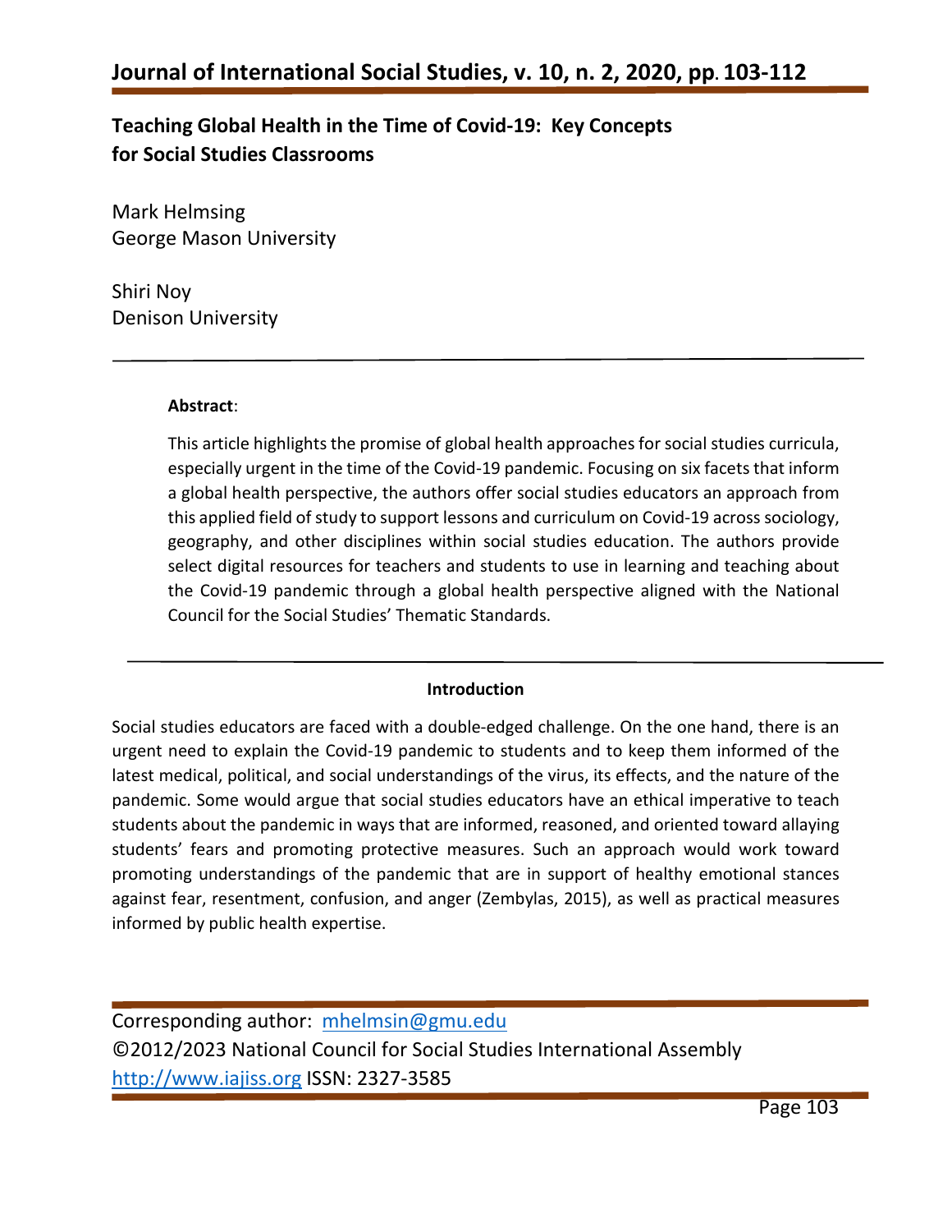# Teaching Global Health in the Time of Covid-19: Key Concepts for Social Studies Classrooms

Mark Helmsing
George Mason University

Shiri Noy
Denison University

**Abstract**:

This article highlights the promise of global health approaches for social studies curricula, especially urgent in the time of the Covid-19 pandemic. Focusing on six facets that inform a global health perspective, the authors offer social studies educators an approach from this applied field of study to support lessons and curriculum on Covid-19 across sociology, geography, and other disciplines within social studies education. The authors provide select digital resources for teachers and students to use in learning and teaching about the Covid-19 pandemic through a global health perspective aligned with the National Council for the Social Studies' Thematic Standards.

## Introduction

Social studies educators are faced with a double-edged challenge. On the one hand, there is an urgent need to explain the Covid-19 pandemic to students and to keep them informed of the latest medical, political, and social understandings of the virus, its effects, and the nature of the pandemic. Some would argue that social studies educators have an ethical imperative to teach students about the pandemic in ways that are informed, reasoned, and oriented toward allaying students' fears and promoting protective measures. Such an approach would work toward promoting understandings of the pandemic that are in support of healthy emotional stances against fear, resentment, confusion, and anger (Zembylas, 2015), as well as practical measures informed by public health expertise.

Corresponding author: mhelmsin@gmu.edu
©2012/2023 National Council for Social Studies International Assembly
http://www.iajiss.org ISSN: 2327-3585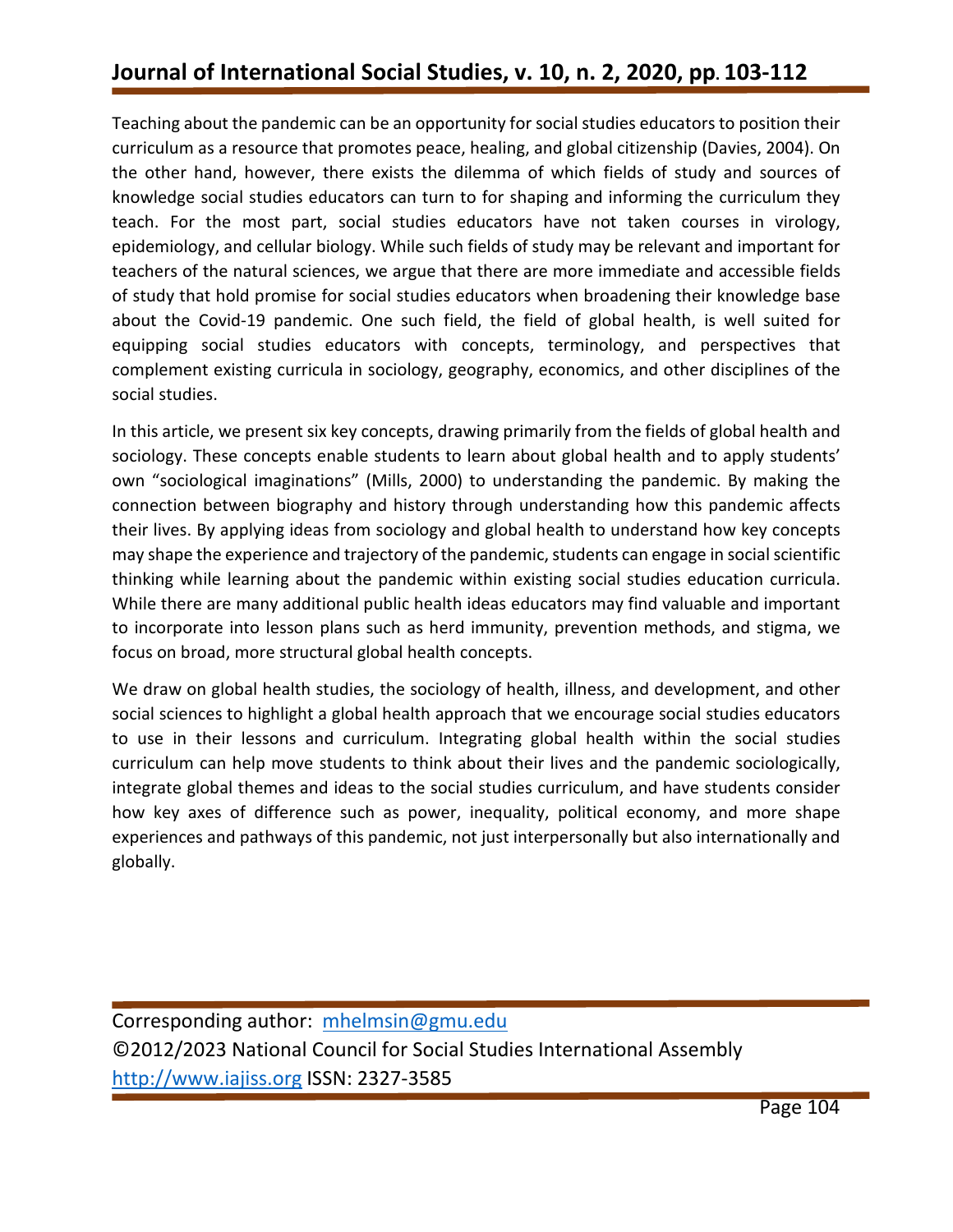Teaching about the pandemic can be an opportunity for social studies educators to position their curriculum as a resource that promotes peace, healing, and global citizenship (Davies, 2004). On the other hand, however, there exists the dilemma of which fields of study and sources of knowledge social studies educators can turn to for shaping and informing the curriculum they teach. For the most part, social studies educators have not taken courses in virology, epidemiology, and cellular biology. While such fields of study may be relevant and important for teachers of the natural sciences, we argue that there are more immediate and accessible fields of study that hold promise for social studies educators when broadening their knowledge base about the Covid-19 pandemic. One such field, the field of global health, is well suited for equipping social studies educators with concepts, terminology, and perspectives that complement existing curricula in sociology, geography, economics, and other disciplines of the social studies.

In this article, we present six key concepts, drawing primarily from the fields of global health and sociology. These concepts enable students to learn about global health and to apply students' own "sociological imaginations" (Mills, 2000) to understanding the pandemic. By making the connection between biography and history through understanding how this pandemic affects their lives. By applying ideas from sociology and global health to understand how key concepts may shape the experience and trajectory of the pandemic, students can engage in social scientific thinking while learning about the pandemic within existing social studies education curricula. While there are many additional public health ideas educators may find valuable and important to incorporate into lesson plans such as herd immunity, prevention methods, and stigma, we focus on broad, more structural global health concepts.

We draw on global health studies, the sociology of health, illness, and development, and other social sciences to highlight a global health approach that we encourage social studies educators to use in their lessons and curriculum. Integrating global health within the social studies curriculum can help move students to think about their lives and the pandemic sociologically, integrate global themes and ideas to the social studies curriculum, and have students consider how key axes of difference such as power, inequality, political economy, and more shape experiences and pathways of this pandemic, not just interpersonally but also internationally and globally.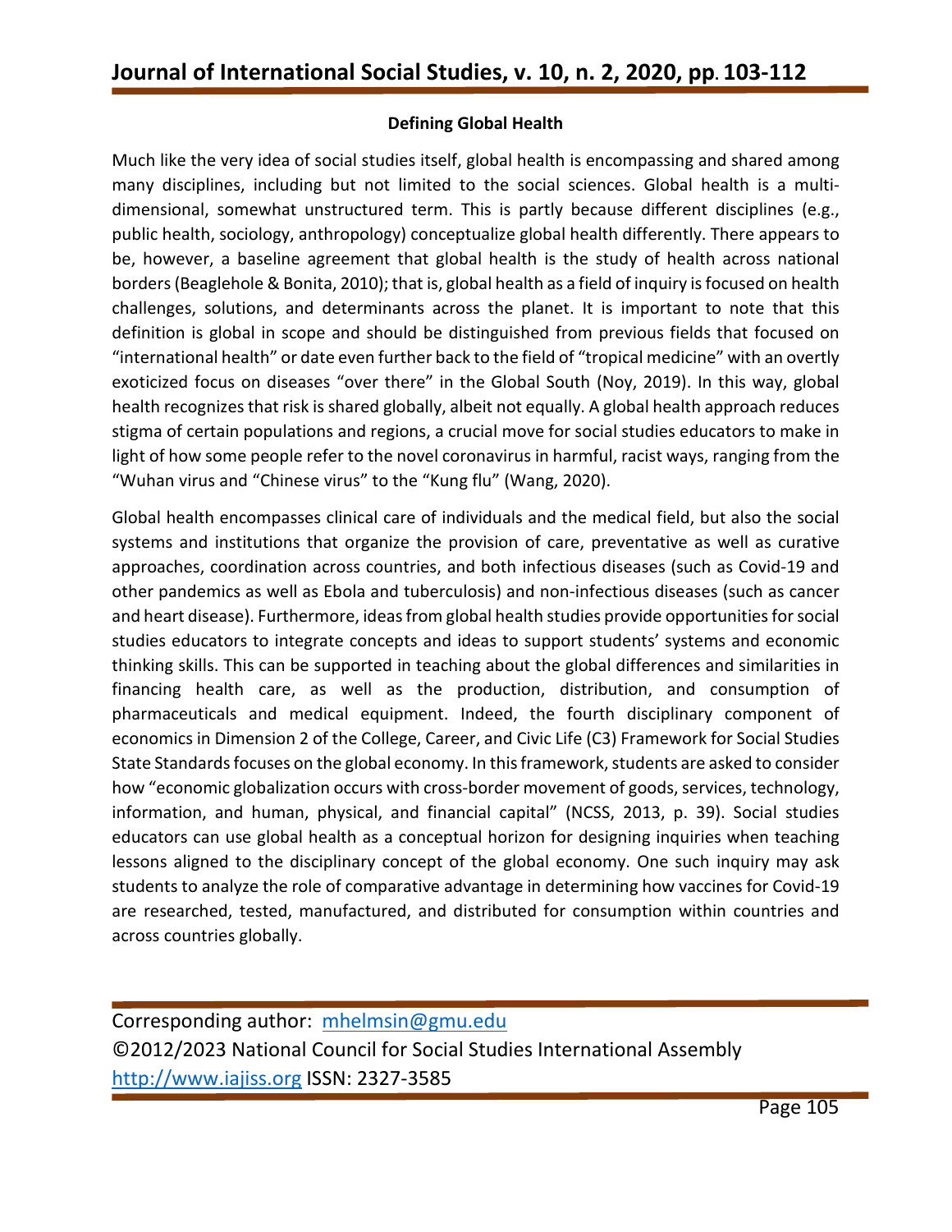## Defining Global Health

Much like the very idea of social studies itself, global health is encompassing and shared among many disciplines, including but not limited to the social sciences. Global health is a multi-dimensional, somewhat unstructured term. This is partly because different disciplines (e.g., public health, sociology, anthropology) conceptualize global health differently. There appears to be, however, a baseline agreement that global health is the study of health across national borders (Beaglehole & Bonita, 2010); that is, global health as a field of inquiry is focused on health challenges, solutions, and determinants across the planet. It is important to note that this definition is global in scope and should be distinguished from previous fields that focused on "international health" or date even further back to the field of "tropical medicine" with an overtly exoticized focus on diseases "over there" in the Global South (Noy, 2019). In this way, global health recognizes that risk is shared globally, albeit not equally. A global health approach reduces stigma of certain populations and regions, a crucial move for social studies educators to make in light of how some people refer to the novel coronavirus in harmful, racist ways, ranging from the "Wuhan virus and "Chinese virus" to the "Kung flu" (Wang, 2020).

Global health encompasses clinical care of individuals and the medical field, but also the social systems and institutions that organize the provision of care, preventative as well as curative approaches, coordination across countries, and both infectious diseases (such as Covid-19 and other pandemics as well as Ebola and tuberculosis) and non-infectious diseases (such as cancer and heart disease). Furthermore, ideas from global health studies provide opportunities for social studies educators to integrate concepts and ideas to support students' systems and economic thinking skills. This can be supported in teaching about the global differences and similarities in financing health care, as well as the production, distribution, and consumption of pharmaceuticals and medical equipment. Indeed, the fourth disciplinary component of economics in Dimension 2 of the College, Career, and Civic Life (C3) Framework for Social Studies State Standards focuses on the global economy. In this framework, students are asked to consider how "economic globalization occurs with cross-border movement of goods, services, technology, information, and human, physical, and financial capital" (NCSS, 2013, p. 39). Social studies educators can use global health as a conceptual horizon for designing inquiries when teaching lessons aligned to the disciplinary concept of the global economy. One such inquiry may ask students to analyze the role of comparative advantage in determining how vaccines for Covid-19 are researched, tested, manufactured, and distributed for consumption within countries and across countries globally.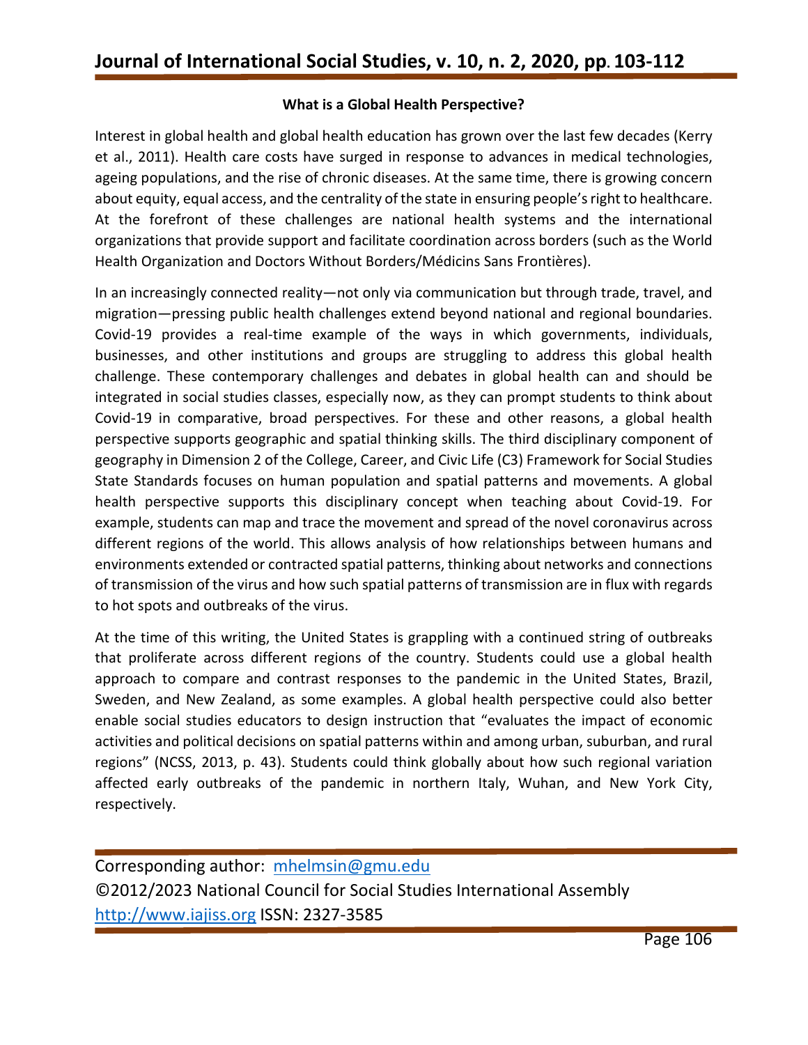### What is a Global Health Perspective?

Interest in global health and global health education has grown over the last few decades (Kerry et al., 2011). Health care costs have surged in response to advances in medical technologies, ageing populations, and the rise of chronic diseases. At the same time, there is growing concern about equity, equal access, and the centrality of the state in ensuring people's right to healthcare. At the forefront of these challenges are national health systems and the international organizations that provide support and facilitate coordination across borders (such as the World Health Organization and Doctors Without Borders/Médicins Sans Frontières).

In an increasingly connected reality—not only via communication but through trade, travel, and migration—pressing public health challenges extend beyond national and regional boundaries. Covid-19 provides a real-time example of the ways in which governments, individuals, businesses, and other institutions and groups are struggling to address this global health challenge. These contemporary challenges and debates in global health can and should be integrated in social studies classes, especially now, as they can prompt students to think about Covid-19 in comparative, broad perspectives. For these and other reasons, a global health perspective supports geographic and spatial thinking skills. The third disciplinary component of geography in Dimension 2 of the College, Career, and Civic Life (C3) Framework for Social Studies State Standards focuses on human population and spatial patterns and movements. A global health perspective supports this disciplinary concept when teaching about Covid-19. For example, students can map and trace the movement and spread of the novel coronavirus across different regions of the world. This allows analysis of how relationships between humans and environments extended or contracted spatial patterns, thinking about networks and connections of transmission of the virus and how such spatial patterns of transmission are in flux with regards to hot spots and outbreaks of the virus.

At the time of this writing, the United States is grappling with a continued string of outbreaks that proliferate across different regions of the country. Students could use a global health approach to compare and contrast responses to the pandemic in the United States, Brazil, Sweden, and New Zealand, as some examples. A global health perspective could also better enable social studies educators to design instruction that "evaluates the impact of economic activities and political decisions on spatial patterns within and among urban, suburban, and rural regions" (NCSS, 2013, p. 43). Students could think globally about how such regional variation affected early outbreaks of the pandemic in northern Italy, Wuhan, and New York City, respectively.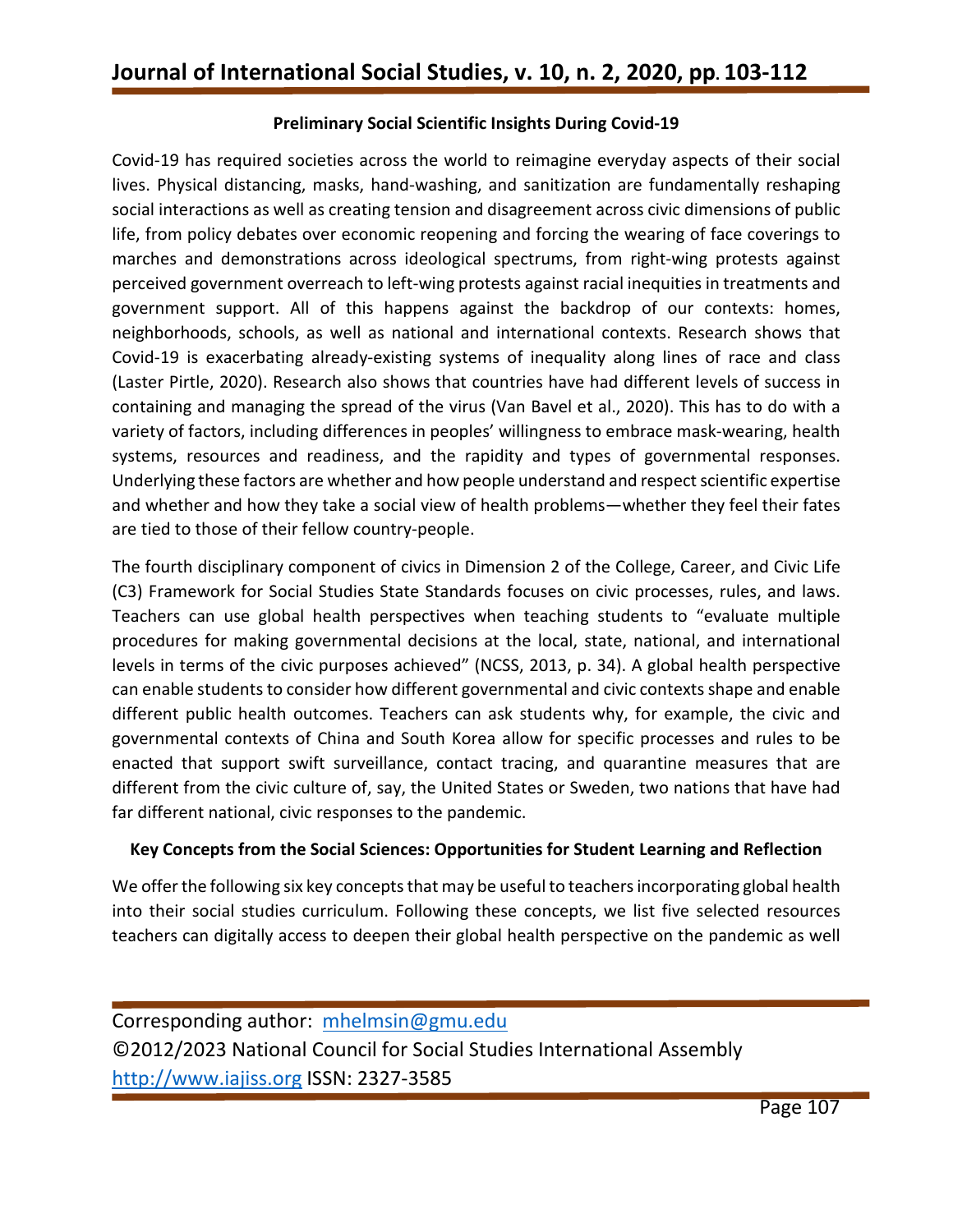### Preliminary Social Scientific Insights During Covid-19

Covid-19 has required societies across the world to reimagine everyday aspects of their social lives. Physical distancing, masks, hand-washing, and sanitization are fundamentally reshaping social interactions as well as creating tension and disagreement across civic dimensions of public life, from policy debates over economic reopening and forcing the wearing of face coverings to marches and demonstrations across ideological spectrums, from right-wing protests against perceived government overreach to left-wing protests against racial inequities in treatments and government support. All of this happens against the backdrop of our contexts: homes, neighborhoods, schools, as well as national and international contexts. Research shows that Covid-19 is exacerbating already-existing systems of inequality along lines of race and class (Laster Pirtle, 2020). Research also shows that countries have had different levels of success in containing and managing the spread of the virus (Van Bavel et al., 2020). This has to do with a variety of factors, including differences in peoples' willingness to embrace mask-wearing, health systems, resources and readiness, and the rapidity and types of governmental responses. Underlying these factors are whether and how people understand and respect scientific expertise and whether and how they take a social view of health problems—whether they feel their fates are tied to those of their fellow country-people.

The fourth disciplinary component of civics in Dimension 2 of the College, Career, and Civic Life (C3) Framework for Social Studies State Standards focuses on civic processes, rules, and laws. Teachers can use global health perspectives when teaching students to "evaluate multiple procedures for making governmental decisions at the local, state, national, and international levels in terms of the civic purposes achieved" (NCSS, 2013, p. 34). A global health perspective can enable students to consider how different governmental and civic contexts shape and enable different public health outcomes. Teachers can ask students why, for example, the civic and governmental contexts of China and South Korea allow for specific processes and rules to be enacted that support swift surveillance, contact tracing, and quarantine measures that are different from the civic culture of, say, the United States or Sweden, two nations that have had far different national, civic responses to the pandemic.

### Key Concepts from the Social Sciences: Opportunities for Student Learning and Reflection

We offer the following six key concepts that may be useful to teachers incorporating global health into their social studies curriculum. Following these concepts, we list five selected resources teachers can digitally access to deepen their global health perspective on the pandemic as well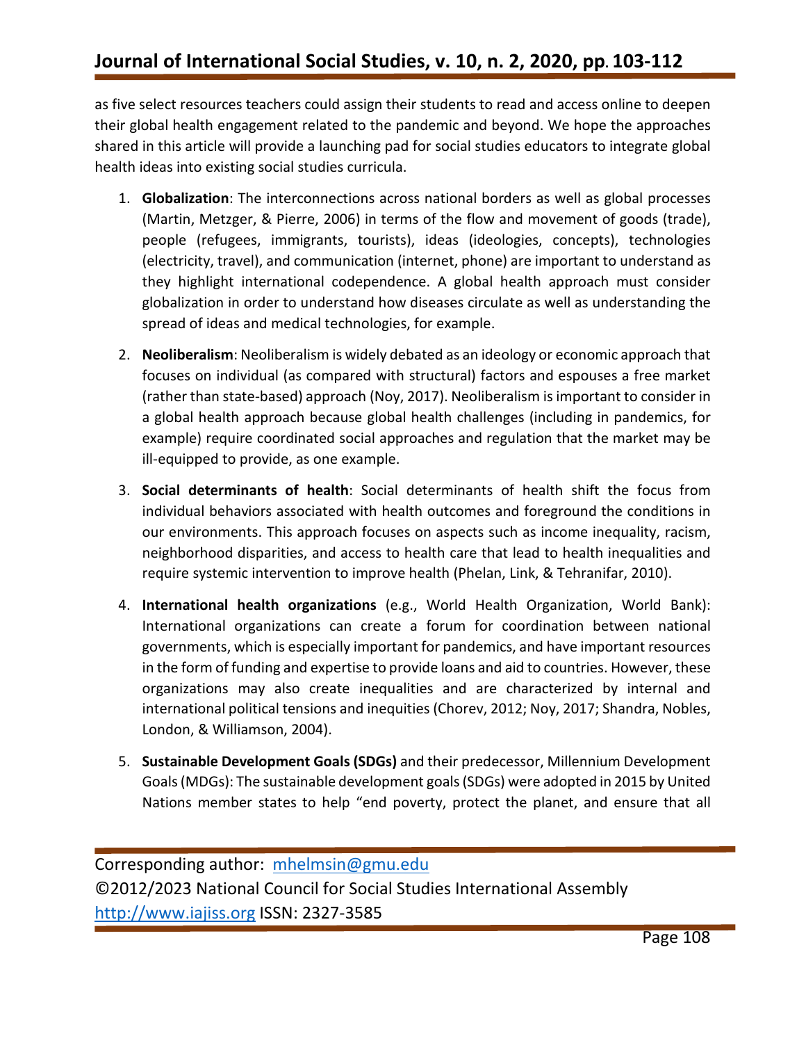as five select resources teachers could assign their students to read and access online to deepen their global health engagement related to the pandemic and beyond. We hope the approaches shared in this article will provide a launching pad for social studies educators to integrate global health ideas into existing social studies curricula.

1. **Globalization**: The interconnections across national borders as well as global processes (Martin, Metzger, & Pierre, 2006) in terms of the flow and movement of goods (trade), people (refugees, immigrants, tourists), ideas (ideologies, concepts), technologies (electricity, travel), and communication (internet, phone) are important to understand as they highlight international codependence. A global health approach must consider globalization in order to understand how diseases circulate as well as understanding the spread of ideas and medical technologies, for example.

2. **Neoliberalism**: Neoliberalism is widely debated as an ideology or economic approach that focuses on individual (as compared with structural) factors and espouses a free market (rather than state-based) approach (Noy, 2017). Neoliberalism is important to consider in a global health approach because global health challenges (including in pandemics, for example) require coordinated social approaches and regulation that the market may be ill-equipped to provide, as one example.

3. **Social determinants of health**: Social determinants of health shift the focus from individual behaviors associated with health outcomes and foreground the conditions in our environments. This approach focuses on aspects such as income inequality, racism, neighborhood disparities, and access to health care that lead to health inequalities and require systemic intervention to improve health (Phelan, Link, & Tehranifar, 2010).

4. **International health organizations** (e.g., World Health Organization, World Bank): International organizations can create a forum for coordination between national governments, which is especially important for pandemics, and have important resources in the form of funding and expertise to provide loans and aid to countries. However, these organizations may also create inequalities and are characterized by internal and international political tensions and inequities (Chorev, 2012; Noy, 2017; Shandra, Nobles, London, & Williamson, 2004).

5. **Sustainable Development Goals (SDGs)** and their predecessor, Millennium Development Goals (MDGs): The sustainable development goals (SDGs) were adopted in 2015 by United Nations member states to help "end poverty, protect the planet, and ensure that all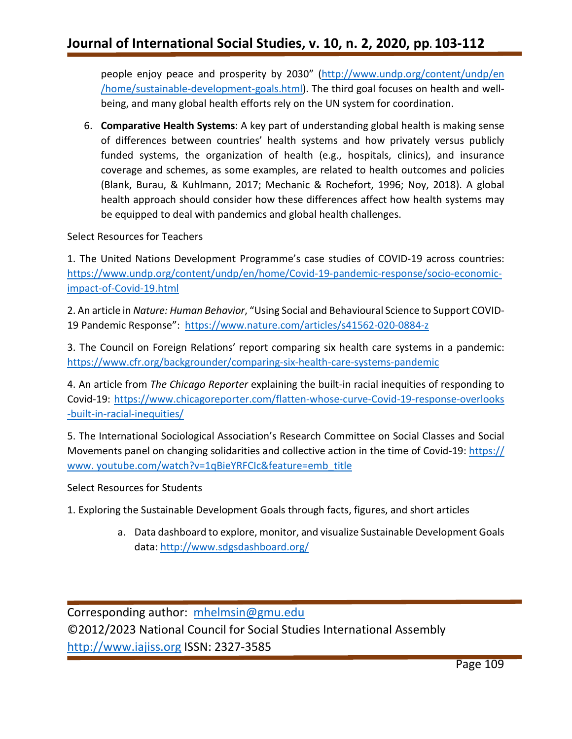people enjoy peace and prosperity by 2030" (http://www.undp.org/content/undp/en/home/sustainable-development-goals.html). The third goal focuses on health and well-being, and many global health efforts rely on the UN system for coordination.

6. **Comparative Health Systems**: A key part of understanding global health is making sense of differences between countries' health systems and how privately versus publicly funded systems, the organization of health (e.g., hospitals, clinics), and insurance coverage and schemes, as some examples, are related to health outcomes and policies (Blank, Burau, & Kuhlmann, 2017; Mechanic & Rochefort, 1996; Noy, 2018). A global health approach should consider how these differences affect how health systems may be equipped to deal with pandemics and global health challenges.

Select Resources for Teachers

1. The United Nations Development Programme's case studies of COVID-19 across countries: https://www.undp.org/content/undp/en/home/Covid-19-pandemic-response/socio-economic-impact-of-Covid-19.html

2. An article in *Nature: Human Behavior*, "Using Social and Behavioural Science to Support COVID-19 Pandemic Response": https://www.nature.com/articles/s41562-020-0884-z

3. The Council on Foreign Relations' report comparing six health care systems in a pandemic: https://www.cfr.org/backgrounder/comparing-six-health-care-systems-pandemic

4. An article from *The Chicago Reporter* explaining the built-in racial inequities of responding to Covid-19: https://www.chicagoreporter.com/flatten-whose-curve-Covid-19-response-overlooks-built-in-racial-inequities/

5. The International Sociological Association's Research Committee on Social Classes and Social Movements panel on changing solidarities and collective action in the time of Covid-19: https://www.youtube.com/watch?v=1qBieYRFCIc&feature=emb_title

Select Resources for Students

1. Exploring the Sustainable Development Goals through facts, figures, and short articles

   a. Data dashboard to explore, monitor, and visualize Sustainable Development Goals data: http://www.sdgsdashboard.org/

Corresponding author: mhelmsin@gmu.edu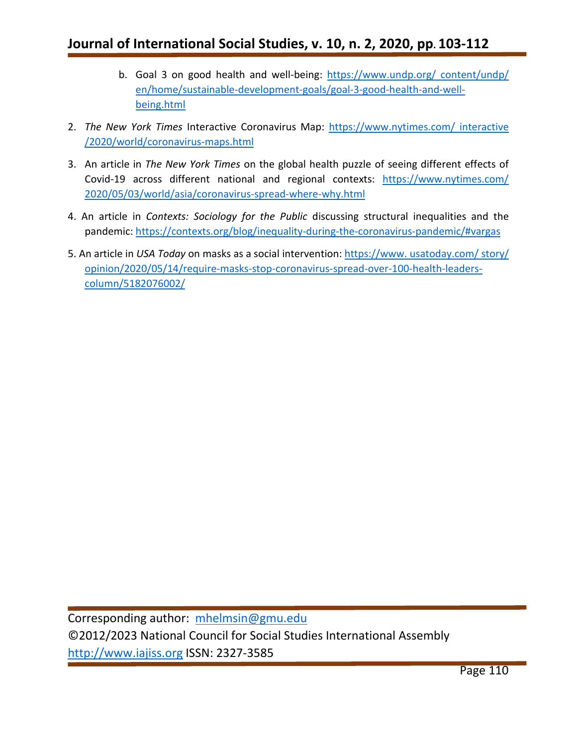b. Goal 3 on good health and well-being: https://www.undp.org/ content/undp/ en/home/sustainable-development-goals/goal-3-good-health-and-well-being.html

2. *The New York Times* Interactive Coronavirus Map: https://www.nytimes.com/ interactive /2020/world/coronavirus-maps.html

3. An article in *The New York Times* on the global health puzzle of seeing different effects of Covid-19 across different national and regional contexts: https://www.nytimes.com/ 2020/05/03/world/asia/coronavirus-spread-where-why.html

4. An article in *Contexts: Sociology for the Public* discussing structural inequalities and the pandemic: https://contexts.org/blog/inequality-during-the-coronavirus-pandemic/#vargas

5. An article in *USA Today* on masks as a social intervention: https://www. usatoday.com/ story/ opinion/2020/05/14/require-masks-stop-coronavirus-spread-over-100-health-leaders-column/5182076002/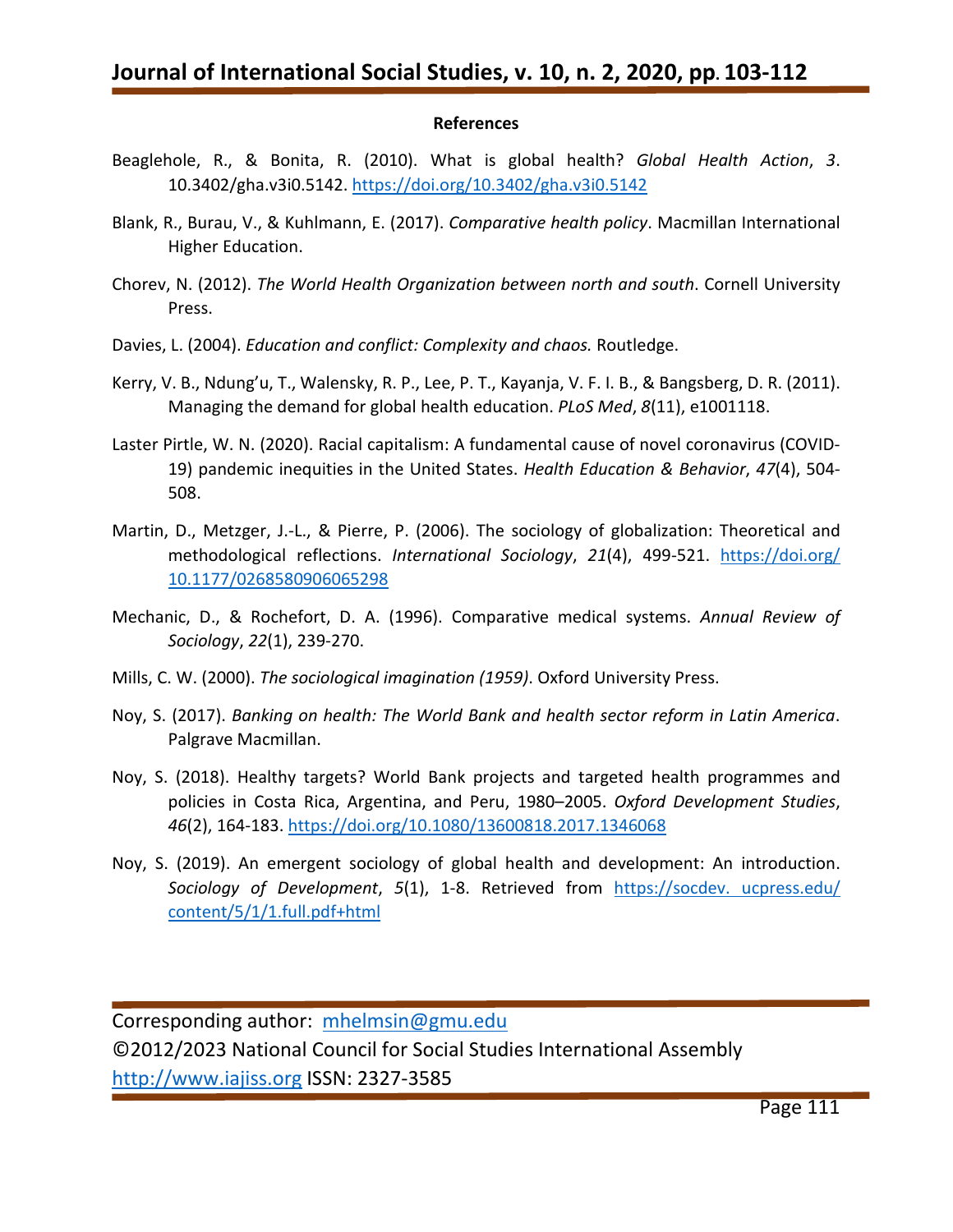**References**

Beaglehole, R., & Bonita, R. (2010). What is global health? *Global Health Action*, *3*. 10.3402/gha.v3i0.5142. https://doi.org/10.3402/gha.v3i0.5142

Blank, R., Burau, V., & Kuhlmann, E. (2017). *Comparative health policy*. Macmillan International Higher Education.

Chorev, N. (2012). *The World Health Organization between north and south*. Cornell University Press.

Davies, L. (2004). *Education and conflict: Complexity and chaos.* Routledge.

Kerry, V. B., Ndung'u, T., Walensky, R. P., Lee, P. T., Kayanja, V. F. I. B., & Bangsberg, D. R. (2011). Managing the demand for global health education. *PLoS Med*, *8*(11), e1001118.

Laster Pirtle, W. N. (2020). Racial capitalism: A fundamental cause of novel coronavirus (COVID-19) pandemic inequities in the United States. *Health Education & Behavior*, *47*(4), 504-508.

Martin, D., Metzger, J.-L., & Pierre, P. (2006). The sociology of globalization: Theoretical and methodological reflections. *International Sociology*, *21*(4), 499-521. https://doi.org/10.1177/0268580906065298

Mechanic, D., & Rochefort, D. A. (1996). Comparative medical systems. *Annual Review of Sociology*, *22*(1), 239-270.

Mills, C. W. (2000). *The sociological imagination (1959)*. Oxford University Press.

Noy, S. (2017). *Banking on health: The World Bank and health sector reform in Latin America*. Palgrave Macmillan.

Noy, S. (2018). Healthy targets? World Bank projects and targeted health programmes and policies in Costa Rica, Argentina, and Peru, 1980–2005. *Oxford Development Studies*, *46*(2), 164-183. https://doi.org/10.1080/13600818.2017.1346068

Noy, S. (2019). An emergent sociology of global health and development: An introduction. *Sociology of Development*, *5*(1), 1-8. Retrieved from https://socdev. ucpress.edu/content/5/1/1.full.pdf+html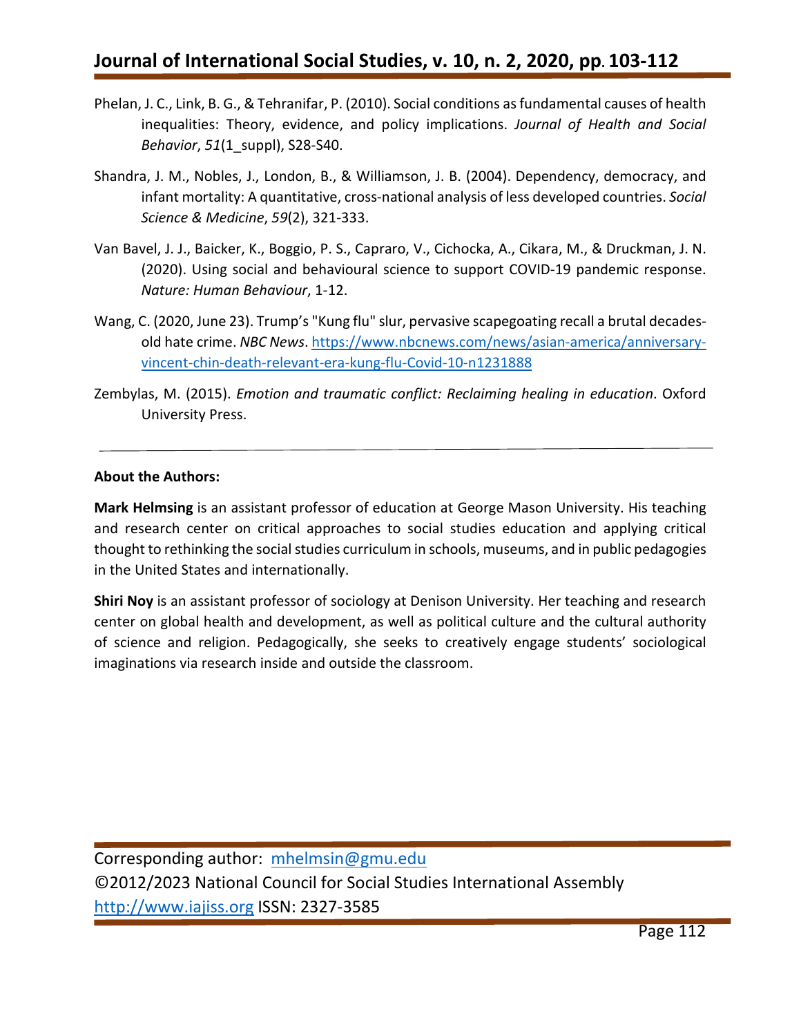Phelan, J. C., Link, B. G., & Tehranifar, P. (2010). Social conditions as fundamental causes of health inequalities: Theory, evidence, and policy implications. *Journal of Health and Social Behavior*, *51*(1_suppl), S28-S40.

Shandra, J. M., Nobles, J., London, B., & Williamson, J. B. (2004). Dependency, democracy, and infant mortality: A quantitative, cross-national analysis of less developed countries. *Social Science & Medicine*, *59*(2), 321-333.

Van Bavel, J. J., Baicker, K., Boggio, P. S., Capraro, V., Cichocka, A., Cikara, M., & Druckman, J. N. (2020). Using social and behavioural science to support COVID-19 pandemic response. *Nature: Human Behaviour*, 1-12.

Wang, C. (2020, June 23). Trump's "Kung flu" slur, pervasive scapegoating recall a brutal decades-old hate crime. *NBC News*. https://www.nbcnews.com/news/asian-america/anniversary-vincent-chin-death-relevant-era-kung-flu-Covid-10-n1231888

Zembylas, M. (2015). *Emotion and traumatic conflict: Reclaiming healing in education*. Oxford University Press.

---

**About the Authors:**

**Mark Helmsing** is an assistant professor of education at George Mason University. His teaching and research center on critical approaches to social studies education and applying critical thought to rethinking the social studies curriculum in schools, museums, and in public pedagogies in the United States and internationally.

**Shiri Noy** is an assistant professor of sociology at Denison University. Her teaching and research center on global health and development, as well as political culture and the cultural authority of science and religion. Pedagogically, she seeks to creatively engage students' sociological imaginations via research inside and outside the classroom.

Corresponding author: mhelmsin@gmu.edu